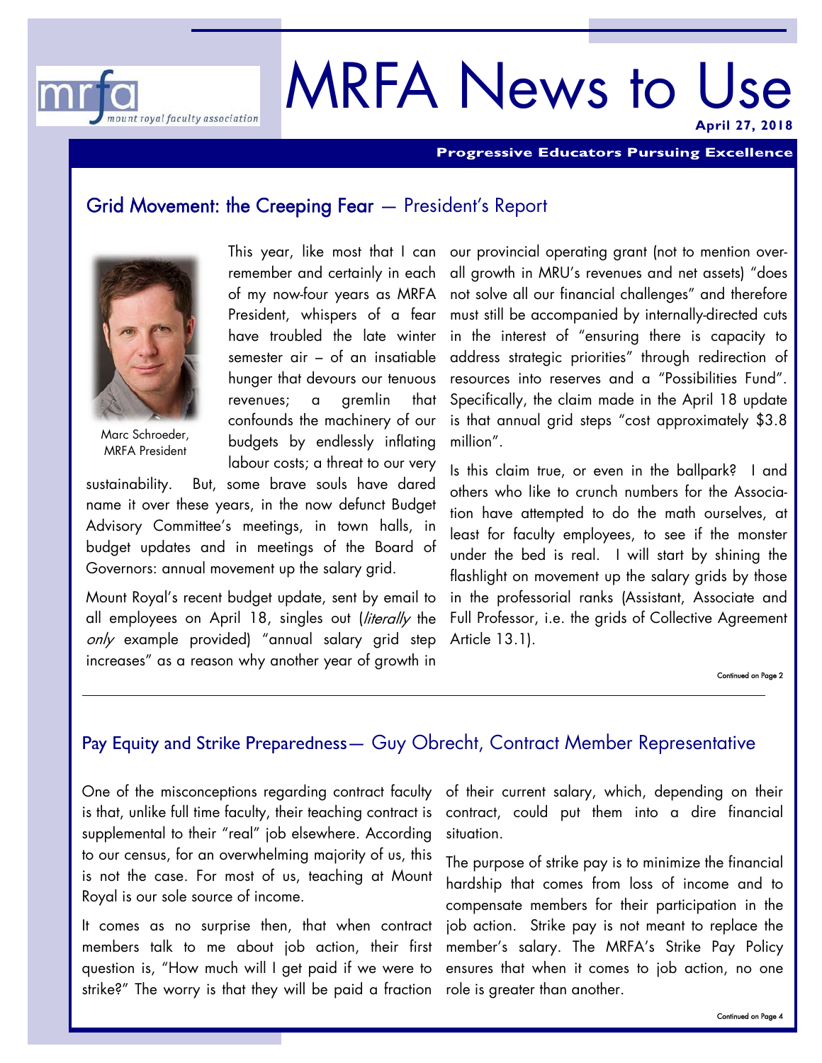# MRFA News to Use

**April 27, 2018**

**Progressive Educators Pursuing Excellence**

## Grid Movement: the Creeping Fear — President's Report

Marc Schroeder, MRFA President

This year, like most that I can remember and certainly in each of my now-four years as MRFA President, whispers of a fear have troubled the late winter semester air – of an insatiable hunger that devours our tenuous revenues; a gremlin that confounds the machinery of our budgets by endlessly inflating labour costs; a threat to our very sustainability. But, some brave souls have dared name it over these years, in the now defunct Budget Advisory Committee's meetings, in town halls, in budget updates and in meetings of the Board of Governors: annual movement up the salary grid.

Mount Royal's recent budget update, sent by email to all employees on April 18, singles out (*literally* the *only* example provided) "annual salary grid step increases" as a reason why another year of growth in our provincial operating grant (not to mention overall growth in MRU's revenues and net assets) "does not solve all our financial challenges" and therefore must still be accompanied by internally-directed cuts in the interest of "ensuring there is capacity to address strategic priorities" through redirection of resources into reserves and a "Possibilities Fund". Specifically, the claim made in the April 18 update is that annual grid steps "cost approximately $3.8 million".

Is this claim true, or even in the ballpark? I and others who like to crunch numbers for the Association have attempted to do the math ourselves, at least for faculty employees, to see if the monster under the bed is real. I will start by shining the flashlight on movement up the salary grids by those in the professorial ranks (Assistant, Associate and Full Professor, i.e. the grids of Collective Agreement Article 13.1).

Continued on Page 2

## Pay Equity and Strike Preparedness— Guy Obrecht, Contract Member Representative

One of the misconceptions regarding contract faculty is that, unlike full time faculty, their teaching contract is supplemental to their "real" job elsewhere. According to our census, for an overwhelming majority of us, this is not the case. For most of us, teaching at Mount Royal is our sole source of income.

It comes as no surprise then, that when contract members talk to me about job action, their first question is, "How much will I get paid if we were to strike?" The worry is that they will be paid a fraction of their current salary, which, depending on their contract, could put them into a dire financial situation.

The purpose of strike pay is to minimize the financial hardship that comes from loss of income and to compensate members for their participation in the job action. Strike pay is not meant to replace the member's salary. The MRFA's Strike Pay Policy ensures that when it comes to job action, no one role is greater than another.

Continued on Page 4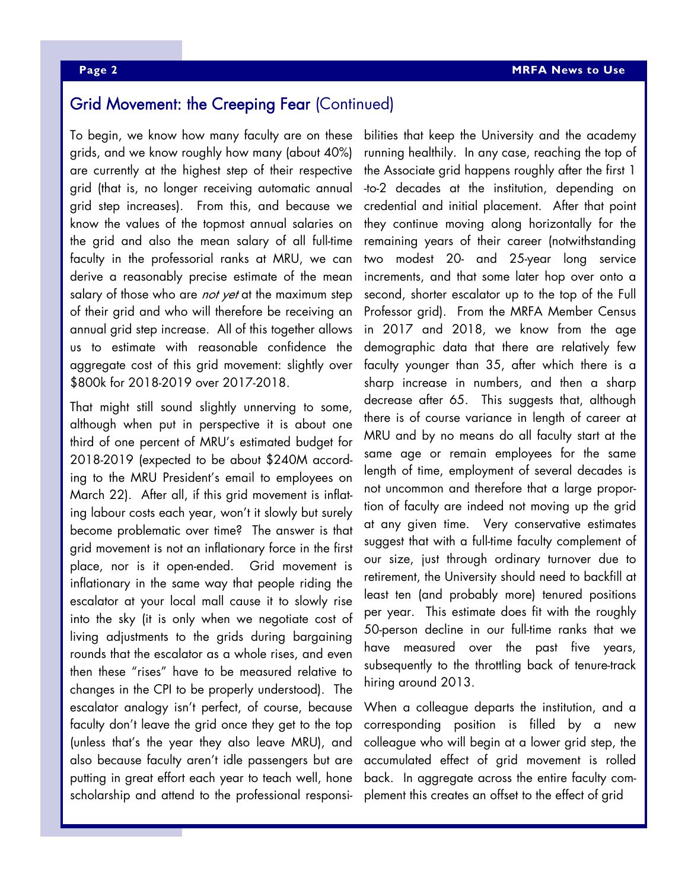## Grid Movement: the Creeping Fear (Continued)

To begin, we know how many faculty are on these grids, and we know roughly how many (about 40%) are currently at the highest step of their respective grid (that is, no longer receiving automatic annual grid step increases). From this, and because we know the values of the topmost annual salaries on the grid and also the mean salary of all full-time faculty in the professorial ranks at MRU, we can derive a reasonably precise estimate of the mean salary of those who are *not yet* at the maximum step of their grid and who will therefore be receiving an annual grid step increase. All of this together allows us to estimate with reasonable confidence the aggregate cost of this grid movement: slightly over $800k for 2018-2019 over 2017-2018.

That might still sound slightly unnerving to some, although when put in perspective it is about one third of one percent of MRU's estimated budget for 2018-2019 (expected to be about $240M according to the MRU President's email to employees on March 22). After all, if this grid movement is inflating labour costs each year, won't it slowly but surely become problematic over time? The answer is that grid movement is not an inflationary force in the first place, nor is it open-ended. Grid movement is inflationary in the same way that people riding the escalator at your local mall cause it to slowly rise into the sky (it is only when we negotiate cost of living adjustments to the grids during bargaining rounds that the escalator as a whole rises, and even then these "rises" have to be measured relative to changes in the CPI to be properly understood). The escalator analogy isn't perfect, of course, because faculty don't leave the grid once they get to the top (unless that's the year they also leave MRU), and also because faculty aren't idle passengers but are putting in great effort each year to teach well, hone scholarship and attend to the professional responsibilities that keep the University and the academy running healthily. In any case, reaching the top of the Associate grid happens roughly after the first 1-to-2 decades at the institution, depending on credential and initial placement. After that point they continue moving along horizontally for the remaining years of their career (notwithstanding two modest 20- and 25-year long service increments, and that some later hop over onto a second, shorter escalator up to the top of the Full Professor grid). From the MRFA Member Census in 2017 and 2018, we know from the age demographic data that there are relatively few faculty younger than 35, after which there is a sharp increase in numbers, and then a sharp decrease after 65. This suggests that, although there is of course variance in length of career at MRU and by no means do all faculty start at the same age or remain employees for the same length of time, employment of several decades is not uncommon and therefore that a large proportion of faculty are indeed not moving up the grid at any given time. Very conservative estimates suggest that with a full-time faculty complement of our size, just through ordinary turnover due to retirement, the University should need to backfill at least ten (and probably more) tenured positions per year. This estimate does fit with the roughly 50-person decline in our full-time ranks that we have measured over the past five years, subsequently to the throttling back of tenure-track hiring around 2013.

When a colleague departs the institution, and a corresponding position is filled by a new colleague who will begin at a lower grid step, the accumulated effect of grid movement is rolled back. In aggregate across the entire faculty complement this creates an offset to the effect of grid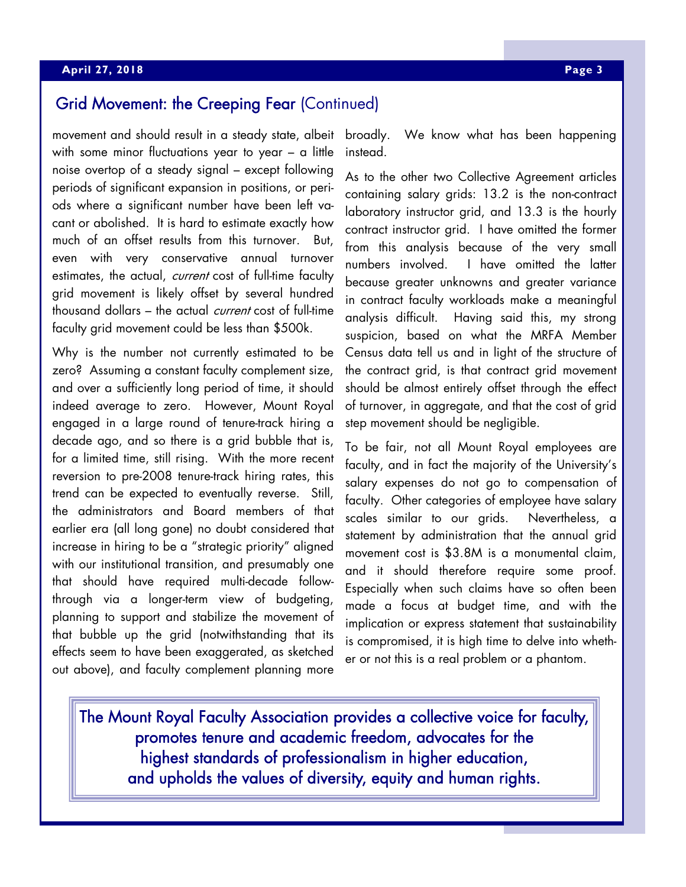## Grid Movement: the Creeping Fear (Continued)

movement and should result in a steady state, albeit with some minor fluctuations year to year – a little noise overtop of a steady signal – except following periods of significant expansion in positions, or periods where a significant number have been left vacant or abolished. It is hard to estimate exactly how much of an offset results from this turnover. But, even with very conservative annual turnover estimates, the actual, *current* cost of full-time faculty grid movement is likely offset by several hundred thousand dollars – the actual *current* cost of full-time faculty grid movement could be less than $500k.

Why is the number not currently estimated to be zero? Assuming a constant faculty complement size, and over a sufficiently long period of time, it should indeed average to zero. However, Mount Royal engaged in a large round of tenure-track hiring a decade ago, and so there is a grid bubble that is, for a limited time, still rising. With the more recent reversion to pre-2008 tenure-track hiring rates, this trend can be expected to eventually reverse. Still, the administrators and Board members of that earlier era (all long gone) no doubt considered that increase in hiring to be a "strategic priority" aligned with our institutional transition, and presumably one that should have required multi-decade follow-through via a longer-term view of budgeting, planning to support and stabilize the movement of that bubble up the grid (notwithstanding that its effects seem to have been exaggerated, as sketched out above), and faculty complement planning more broadly. We know what has been happening instead.

As to the other two Collective Agreement articles containing salary grids: 13.2 is the non-contract laboratory instructor grid, and 13.3 is the hourly contract instructor grid. I have omitted the former from this analysis because of the very small numbers involved. I have omitted the latter because greater unknowns and greater variance in contract faculty workloads make a meaningful analysis difficult. Having said this, my strong suspicion, based on what the MRFA Member Census data tell us and in light of the structure of the contract grid, is that contract grid movement should be almost entirely offset through the effect of turnover, in aggregate, and that the cost of grid step movement should be negligible.

To be fair, not all Mount Royal employees are faculty, and in fact the majority of the University's salary expenses do not go to compensation of faculty. Other categories of employee have salary scales similar to our grids. Nevertheless, a statement by administration that the annual grid movement cost is $3.8M is a monumental claim, and it should therefore require some proof. Especially when such claims have so often been made a focus at budget time, and with the implication or express statement that sustainability is compromised, it is high time to delve into whether or not this is a real problem or a phantom.

**The Mount Royal Faculty Association provides a collective voice for faculty, promotes tenure and academic freedom, advocates for the highest standards of professionalism in higher education, and upholds the values of diversity, equity and human rights.**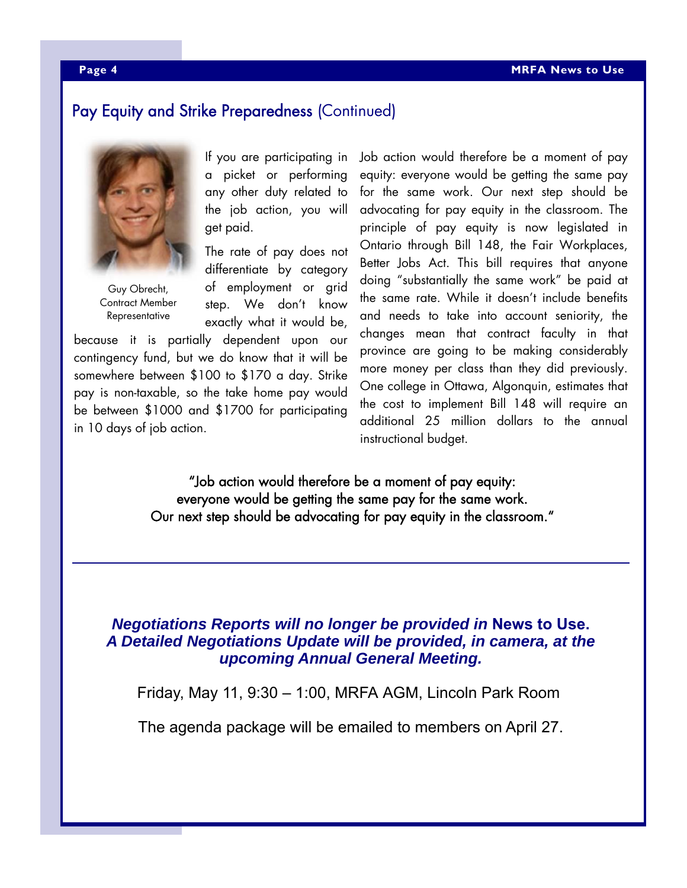## Pay Equity and Strike Preparedness (Continued)

Guy Obrecht, Contract Member Representative

If you are participating in a picket or performing any other duty related to the job action, you will get paid.

The rate of pay does not differentiate by category of employment or grid step. We don't know exactly what it would be, because it is partially dependent upon our contingency fund, but we do know that it will be somewhere between $100 to $170 a day. Strike pay is non-taxable, so the take home pay would be between $1000 and $1700 for participating in 10 days of job action.

Job action would therefore be a moment of pay equity: everyone would be getting the same pay for the same work. Our next step should be advocating for pay equity in the classroom. The principle of pay equity is now legislated in Ontario through Bill 148, the Fair Workplaces, Better Jobs Act. This bill requires that anyone doing "substantially the same work" be paid at the same rate. While it doesn't include benefits and needs to take into account seniority, the changes mean that contract faculty in that province are going to be making considerably more money per class than they did previously. One college in Ottawa, Algonquin, estimates that the cost to implement Bill 148 will require an additional 25 million dollars to the annual instructional budget.

"Job action would therefore be a moment of pay equity: everyone would be getting the same pay for the same work. Our next step should be advocating for pay equity in the classroom."

---

***Negotiations Reports will no longer be provided in* News to Use.**
***A Detailed Negotiations Update will be provided, in camera, at the upcoming Annual General Meeting.***

Friday, May 11, 9:30 – 1:00, MRFA AGM, Lincoln Park Room

The agenda package will be emailed to members on April 27.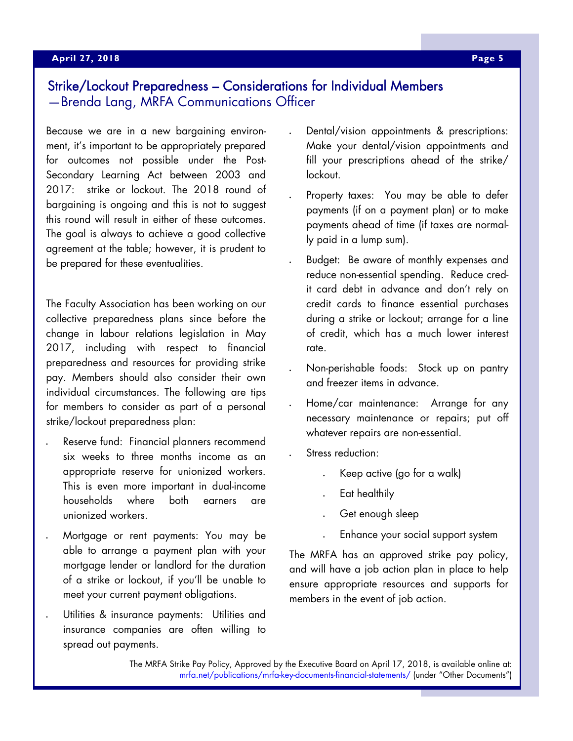## Strike/Lockout Preparedness – Considerations for Individual Members
—Brenda Lang, MRFA Communications Officer

Because we are in a new bargaining environment, it's important to be appropriately prepared for outcomes not possible under the Post-Secondary Learning Act between 2003 and 2017: strike or lockout. The 2018 round of bargaining is ongoing and this is not to suggest this round will result in either of these outcomes. The goal is always to achieve a good collective agreement at the table; however, it is prudent to be prepared for these eventualities.

The Faculty Association has been working on our collective preparedness plans since before the change in labour relations legislation in May 2017, including with respect to financial preparedness and resources for providing strike pay. Members should also consider their own individual circumstances. The following are tips for members to consider as part of a personal strike/lockout preparedness plan:

- Reserve fund: Financial planners recommend six weeks to three months income as an appropriate reserve for unionized workers. This is even more important in dual-income households where both earners are unionized workers.
- Mortgage or rent payments: You may be able to arrange a payment plan with your mortgage lender or landlord for the duration of a strike or lockout, if you'll be unable to meet your current payment obligations.
- Utilities & insurance payments: Utilities and insurance companies are often willing to spread out payments.
- Dental/vision appointments & prescriptions: Make your dental/vision appointments and fill your prescriptions ahead of the strike/lockout.
- Property taxes: You may be able to defer payments (if on a payment plan) or to make payments ahead of time (if taxes are normally paid in a lump sum).
- Budget: Be aware of monthly expenses and reduce non-essential spending. Reduce credit card debt in advance and don't rely on credit cards to finance essential purchases during a strike or lockout; arrange for a line of credit, which has a much lower interest rate.
- Non-perishable foods: Stock up on pantry and freezer items in advance.
- Home/car maintenance: Arrange for any necessary maintenance or repairs; put off whatever repairs are non-essential.
- Stress reduction:
  - Keep active (go for a walk)
  - Eat healthily
  - Get enough sleep
  - Enhance your social support system

The MRFA has an approved strike pay policy, and will have a job action plan in place to help ensure appropriate resources and supports for members in the event of job action.

The MRFA Strike Pay Policy, Approved by the Executive Board on April 17, 2018, is available online at: mrfa.net/publications/mrfa-key-documents-financial-statements/ (under "Other Documents")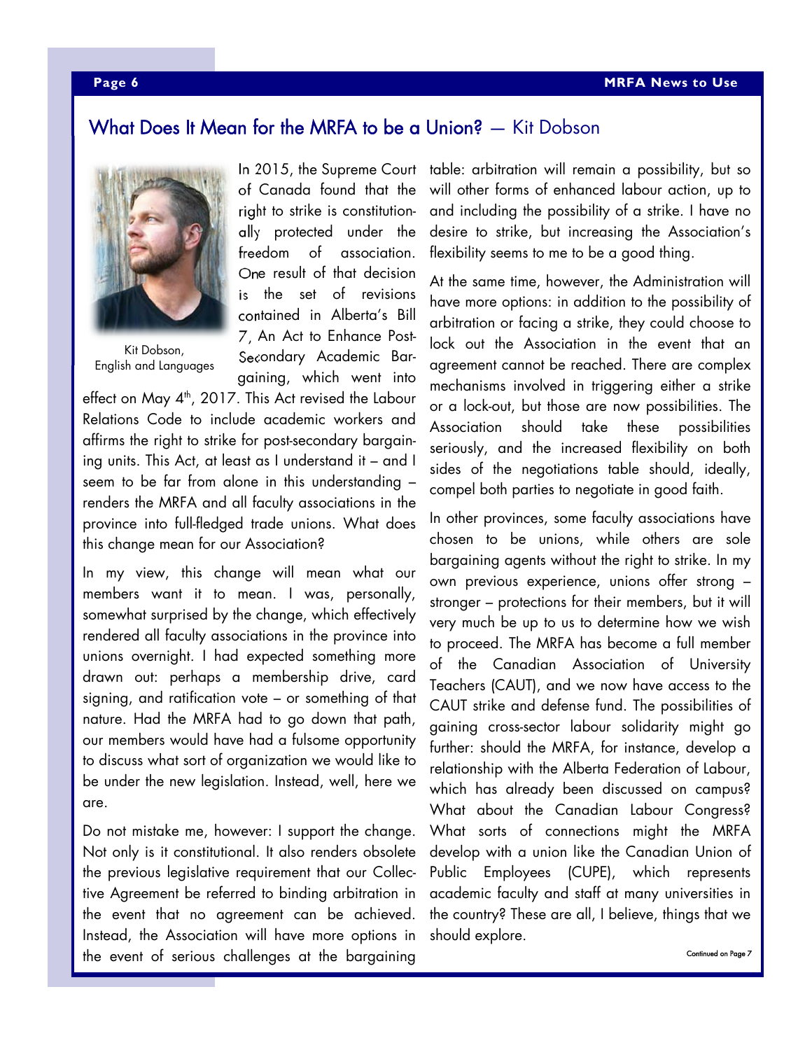## What Does It Mean for the MRFA to be a Union? — Kit Dobson

Kit Dobson, English and Languages

In 2015, the Supreme Court of Canada found that the right to strike is constitutionally protected under the freedom of association. One result of that decision is the set of revisions contained in Alberta's Bill 7, An Act to Enhance Post-Secondary Academic Bargaining, which went into effect on May 4th, 2017. This Act revised the Labour Relations Code to include academic workers and affirms the right to strike for post-secondary bargaining units. This Act, at least as I understand it – and I seem to be far from alone in this understanding – renders the MRFA and all faculty associations in the province into full-fledged trade unions. What does this change mean for our Association?

In my view, this change will mean what our members want it to mean. I was, personally, somewhat surprised by the change, which effectively rendered all faculty associations in the province into unions overnight. I had expected something more drawn out: perhaps a membership drive, card signing, and ratification vote – or something of that nature. Had the MRFA had to go down that path, our members would have had a fulsome opportunity to discuss what sort of organization we would like to be under the new legislation. Instead, well, here we are.

Do not mistake me, however: I support the change. Not only is it constitutional. It also renders obsolete the previous legislative requirement that our Collective Agreement be referred to binding arbitration in the event that no agreement can be achieved. Instead, the Association will have more options in the event of serious challenges at the bargaining table: arbitration will remain a possibility, but so will other forms of enhanced labour action, up to and including the possibility of a strike. I have no desire to strike, but increasing the Association's flexibility seems to me to be a good thing.

At the same time, however, the Administration will have more options: in addition to the possibility of arbitration or facing a strike, they could choose to lock out the Association in the event that an agreement cannot be reached. There are complex mechanisms involved in triggering either a strike or a lock-out, but those are now possibilities. The Association should take these possibilities seriously, and the increased flexibility on both sides of the negotiations table should, ideally, compel both parties to negotiate in good faith.

In other provinces, some faculty associations have chosen to be unions, while others are sole bargaining agents without the right to strike. In my own previous experience, unions offer strong – stronger – protections for their members, but it will very much be up to us to determine how we wish to proceed. The MRFA has become a full member of the Canadian Association of University Teachers (CAUT), and we now have access to the CAUT strike and defense fund. The possibilities of gaining cross-sector labour solidarity might go further: should the MRFA, for instance, develop a relationship with the Alberta Federation of Labour, which has already been discussed on campus? What about the Canadian Labour Congress? What sorts of connections might the MRFA develop with a union like the Canadian Union of Public Employees (CUPE), which represents academic faculty and staff at many universities in the country? These are all, I believe, things that we should explore.

*Continued on Page 7*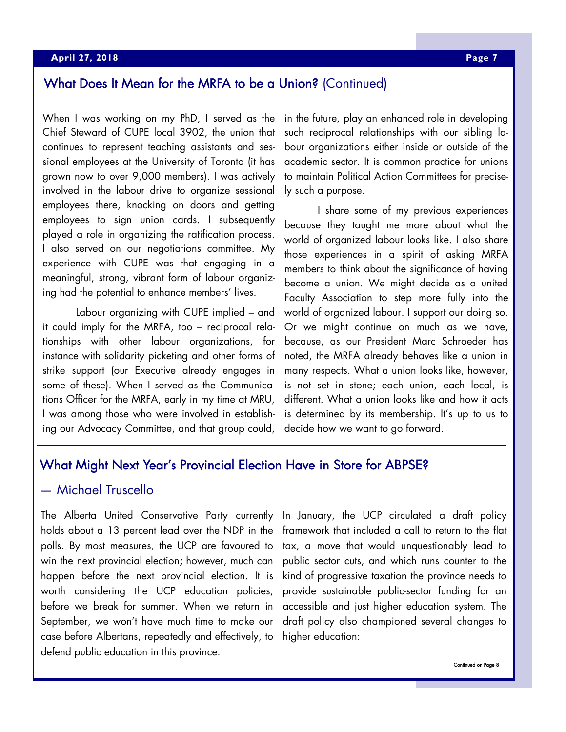## What Does It Mean for the MRFA to be a Union? (Continued)

When I was working on my PhD, I served as the Chief Steward of CUPE local 3902, the union that continues to represent teaching assistants and sessional employees at the University of Toronto (it has grown now to over 9,000 members). I was actively involved in the labour drive to organize sessional employees there, knocking on doors and getting employees to sign union cards. I subsequently played a role in organizing the ratification process. I also served on our negotiations committee. My experience with CUPE was that engaging in a meaningful, strong, vibrant form of labour organizing had the potential to enhance members' lives.

Labour organizing with CUPE implied – and it could imply for the MRFA, too – reciprocal relationships with other labour organizations, for instance with solidarity picketing and other forms of strike support (our Executive already engages in some of these). When I served as the Communications Officer for the MRFA, early in my time at MRU, I was among those who were involved in establishing our Advocacy Committee, and that group could, in the future, play an enhanced role in developing such reciprocal relationships with our sibling labour organizations either inside or outside of the academic sector. It is common practice for unions to maintain Political Action Committees for precisely such a purpose.

I share some of my previous experiences because they taught me more about what the world of organized labour looks like. I also share those experiences in a spirit of asking MRFA members to think about the significance of having become a union. We might decide as a united Faculty Association to step more fully into the world of organized labour. I support our doing so. Or we might continue on much as we have, because, as our President Marc Schroeder has noted, the MRFA already behaves like a union in many respects. What a union looks like, however, is not set in stone; each union, each local, is different. What a union looks like and how it acts is determined by its membership. It's up to us to decide how we want to go forward.

## What Might Next Year's Provincial Election Have in Store for ABPSE?

### — Michael Truscello

The Alberta United Conservative Party currently holds about a 13 percent lead over the NDP in the polls. By most measures, the UCP are favoured to win the next provincial election; however, much can happen before the next provincial election. It is worth considering the UCP education policies, before we break for summer. When we return in September, we won't have much time to make our case before Albertans, repeatedly and effectively, to defend public education in this province.

In January, the UCP circulated a draft policy framework that included a call to return to the flat tax, a move that would unquestionably lead to public sector cuts, and which runs counter to the kind of progressive taxation the province needs to provide sustainable public-sector funding for an accessible and just higher education system. The draft policy also championed several changes to higher education:

Continued on Page 8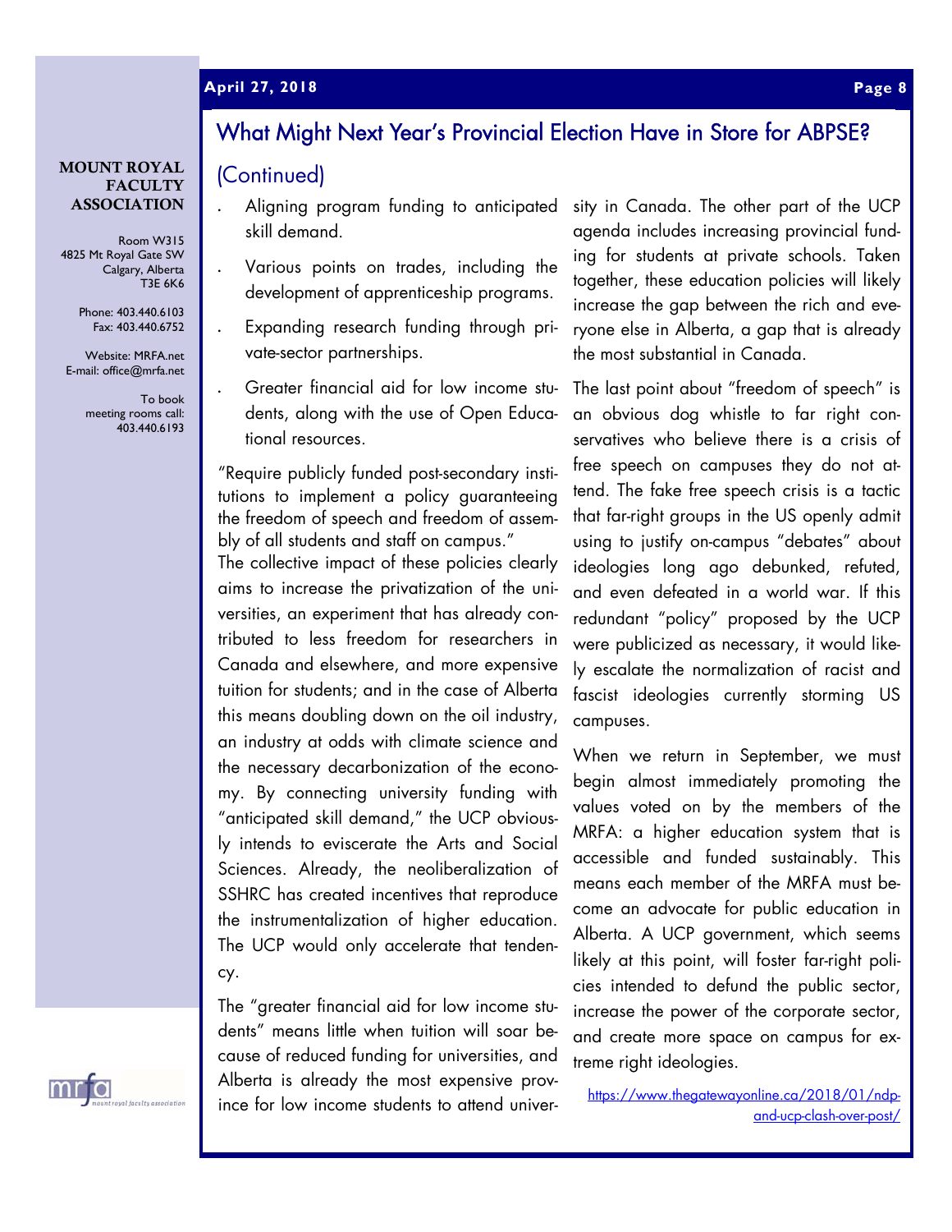## What Might Next Year's Provincial Election Have in Store for ABPSE? (Continued)

- Aligning program funding to anticipated skill demand.
- Various points on trades, including the development of apprenticeship programs.
- Expanding research funding through private-sector partnerships.
- Greater financial aid for low income students, along with the use of Open Educational resources.

"Require publicly funded post-secondary institutions to implement a policy guaranteeing the freedom of speech and freedom of assembly of all students and staff on campus."

The collective impact of these policies clearly aims to increase the privatization of the universities, an experiment that has already contributed to less freedom for researchers in Canada and elsewhere, and more expensive tuition for students; and in the case of Alberta this means doubling down on the oil industry, an industry at odds with climate science and the necessary decarbonization of the economy. By connecting university funding with "anticipated skill demand," the UCP obviously intends to eviscerate the Arts and Social Sciences. Already, the neoliberalization of SSHRC has created incentives that reproduce the instrumentalization of higher education. The UCP would only accelerate that tendency.

The "greater financial aid for low income students" means little when tuition will soar because of reduced funding for universities, and Alberta is already the most expensive province for low income students to attend university in Canada. The other part of the UCP agenda includes increasing provincial funding for students at private schools. Taken together, these education policies will likely increase the gap between the rich and everyone else in Alberta, a gap that is already the most substantial in Canada.

The last point about "freedom of speech" is an obvious dog whistle to far right conservatives who believe there is a crisis of free speech on campuses they do not attend. The fake free speech crisis is a tactic that far-right groups in the US openly admit using to justify on-campus "debates" about ideologies long ago debunked, refuted, and even defeated in a world war. If this redundant "policy" proposed by the UCP were publicized as necessary, it would likely escalate the normalization of racist and fascist ideologies currently storming US campuses.

When we return in September, we must begin almost immediately promoting the values voted on by the members of the MRFA: a higher education system that is accessible and funded sustainably. This means each member of the MRFA must become an advocate for public education in Alberta. A UCP government, which seems likely at this point, will foster far-right policies intended to defund the public sector, increase the power of the corporate sector, and create more space on campus for extreme right ideologies.

https://www.thegatewayonline.ca/2018/01/ndp-and-ucp-clash-over-post/

**MOUNT ROYAL FACULTY ASSOCIATION**

Room W315
4825 Mt Royal Gate SW
Calgary, Alberta
T3E 6K6

Phone: 403.440.6103
Fax: 403.440.6752

Website: MRFA.net
E-mail: office@mrfa.net

To book meeting rooms call: 403.440.6193